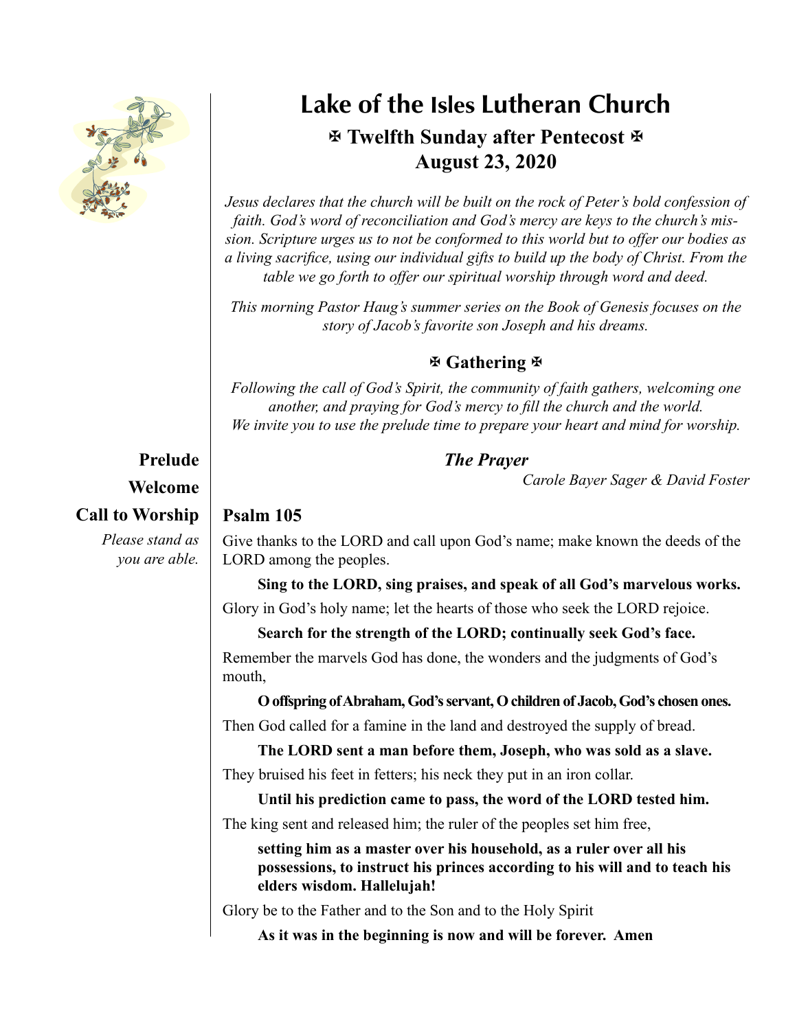# Lake of the Isles Lutheran Church

## ✠ Twelfth Sunday after Pentecost ✠
## August 23, 2020

*Jesus declares that the church will be built on the rock of Peter's bold confession of faith. God's word of reconciliation and God's mercy are keys to the church's mission. Scripture urges us to not be conformed to this world but to offer our bodies as a living sacrifice, using our individual gifts to build up the body of Christ. From the table we go forth to offer our spiritual worship through word and deed.*

*This morning Pastor Haug's summer series on the Book of Genesis focuses on the story of Jacob's favorite son Joseph and his dreams.*

### ✠ Gathering ✠

*Following the call of God's Spirit, the community of faith gathers, welcoming one another, and praying for God's mercy to fill the church and the world. We invite you to use the prelude time to prepare your heart and mind for worship.*

**Prelude** — ***The Prayer***
*Carole Bayer Sager & David Foster*

**Welcome**

**Call to Worship** — **Psalm 105**

*Please stand as you are able.*

Give thanks to the LORD and call upon God's name; make known the deeds of the LORD among the peoples.

**Sing to the LORD, sing praises, and speak of all God's marvelous works.**

Glory in God's holy name; let the hearts of those who seek the LORD rejoice.

**Search for the strength of the LORD; continually seek God's face.**

Remember the marvels God has done, the wonders and the judgments of God's mouth,

**O offspring of Abraham, God's servant, O children of Jacob, God's chosen ones.**

Then God called for a famine in the land and destroyed the supply of bread.

**The LORD sent a man before them, Joseph, who was sold as a slave.**

They bruised his feet in fetters; his neck they put in an iron collar.

**Until his prediction came to pass, the word of the LORD tested him.**

The king sent and released him; the ruler of the peoples set him free,

**setting him as a master over his household, as a ruler over all his possessions, to instruct his princes according to his will and to teach his elders wisdom. Hallelujah!**

Glory be to the Father and to the Son and to the Holy Spirit

**As it was in the beginning is now and will be forever. Amen**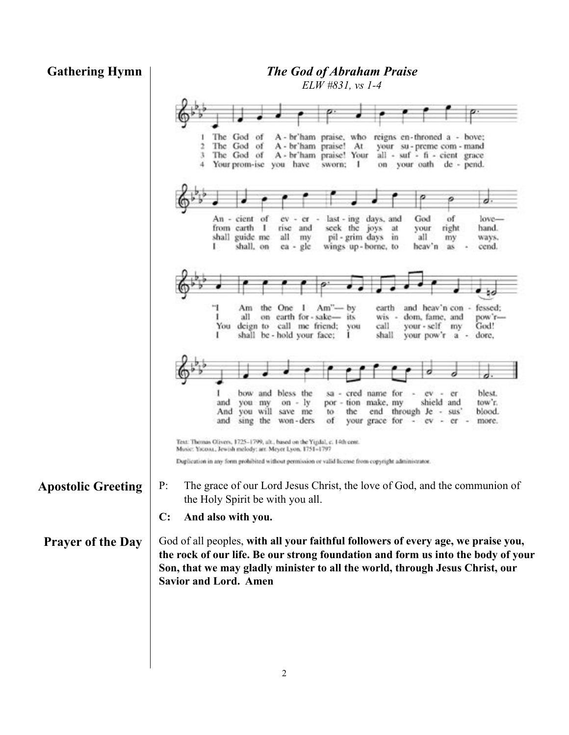**Gathering Hymn**

***The God of Abraham Praise***

*ELW #831, vs 1-4*

1 The God of A-br'ham praise, who reigns en-throned a-bove; An-cient of ev-er-last-ing days, and God of love— "I Am the One I Am"— by earth and heav'n con-fessed; I bow and bless the sa-cred name for-ev-er blest.

2 The God of A-br'ham praise! At your su-preme com-mand from earth I rise and seek the joys at your right hand. I all on earth for-sake— its wis-dom, fame, and pow'r— and you my on-ly por-tion make, my shield and tow'r.

3 The God of A-br'ham praise! Your all-suf-fi-cient grace shall guide me all my pil-grim days in all my ways. You deign to call me friend; you call your-self my God! And you will save me to the end through Je-sus' blood.

4 Your prom-ise you have sworn; I on your oath de-pend. I shall, on ea-gle wings up-borne, to heav'n as-cend. I shall be-hold your face; I shall your pow'r a-dore, and sing the won-ders of your grace for-ev-er-more.

Text: Thomas Olivers, 1725–1799, alt., based on the Yigdal, c. 14th cent.
Music: YIGDAL, Jewish melody; arr. Meyer Lyon, 1751–1797

Duplication in any form prohibited without permission or valid license from copyright administrator.

**Apostolic Greeting**

P: The grace of our Lord Jesus Christ, the love of God, and the communion of the Holy Spirit be with you all.

**C: And also with you.**

**Prayer of the Day**

God of all peoples, **with all your faithful followers of every age, we praise you, the rock of our life. Be our strong foundation and form us into the body of your Son, that we may gladly minister to all the world, through Jesus Christ, our Savior and Lord. Amen**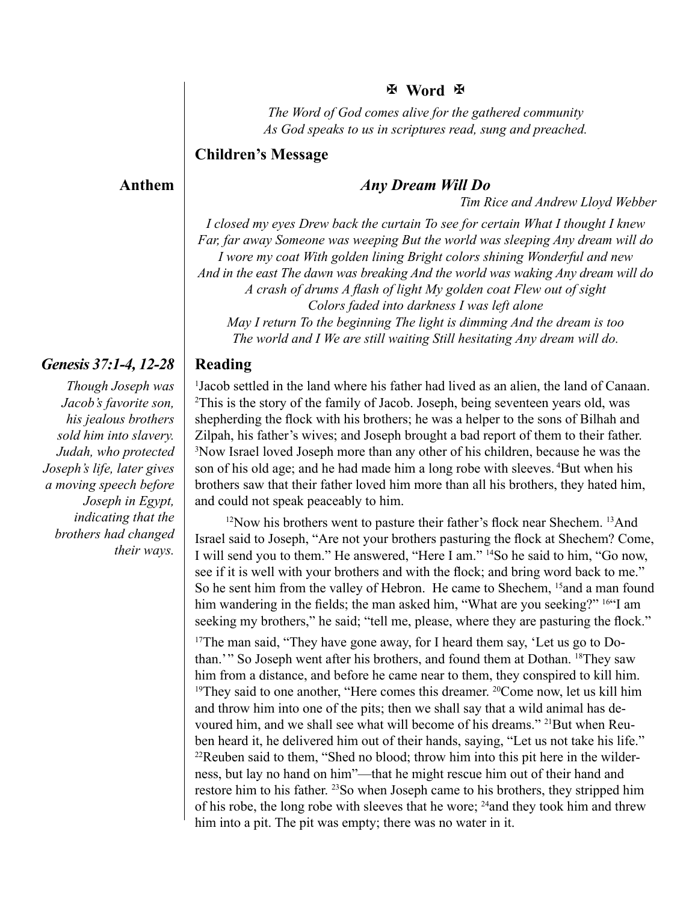## ✠ Word ✠

*The Word of God comes alive for the gathered community*
*As God speaks to us in scriptures read, sung and preached.*

### Children's Message

### Anthem

***Any Dream Will Do***

*Tim Rice and Andrew Lloyd Webber*

*I closed my eyes Drew back the curtain To see for certain What I thought I knew*
*Far, far away Someone was weeping But the world was sleeping Any dream will do*
*I wore my coat With golden lining Bright colors shining Wonderful and new*
*And in the east The dawn was breaking And the world was waking Any dream will do*
*A crash of drums A flash of light My golden coat Flew out of sight*
*Colors faded into darkness I was left alone*
*May I return To the beginning The light is dimming And the dream is too*
*The world and I We are still waiting Still hesitating Any dream will do.*

### Reading

***Genesis 37:1-4, 12-28***

*Though Joseph was Jacob's favorite son, his jealous brothers sold him into slavery. Judah, who protected Joseph's life, later gives a moving speech before Joseph in Egypt, indicating that the brothers had changed their ways.*

[1]Jacob settled in the land where his father had lived as an alien, the land of Canaan. [2]This is the story of the family of Jacob. Joseph, being seventeen years old, was shepherding the flock with his brothers; he was a helper to the sons of Bilhah and Zilpah, his father's wives; and Joseph brought a bad report of them to their father. [3]Now Israel loved Joseph more than any other of his children, because he was the son of his old age; and he had made him a long robe with sleeves. [4]But when his brothers saw that their father loved him more than all his brothers, they hated him, and could not speak peaceably to him.

[12]Now his brothers went to pasture their father's flock near Shechem. [13]And Israel said to Joseph, "Are not your brothers pasturing the flock at Shechem? Come, I will send you to them." He answered, "Here I am." [14]So he said to him, "Go now, see if it is well with your brothers and with the flock; and bring word back to me." So he sent him from the valley of Hebron. He came to Shechem, [15]and a man found him wandering in the fields; the man asked him, "What are you seeking?" [16]"I am seeking my brothers," he said; "tell me, please, where they are pasturing the flock."

[17]The man said, "They have gone away, for I heard them say, 'Let us go to Dothan.'" So Joseph went after his brothers, and found them at Dothan. [18]They saw him from a distance, and before he came near to them, they conspired to kill him. [19]They said to one another, "Here comes this dreamer. [20]Come now, let us kill him and throw him into one of the pits; then we shall say that a wild animal has devoured him, and we shall see what will become of his dreams." [21]But when Reuben heard it, he delivered him out of their hands, saying, "Let us not take his life." [22]Reuben said to them, "Shed no blood; throw him into this pit here in the wilderness, but lay no hand on him"—that he might rescue him out of their hand and restore him to his father. [23]So when Joseph came to his brothers, they stripped him of his robe, the long robe with sleeves that he wore; [24]and they took him and threw him into a pit. The pit was empty; there was no water in it.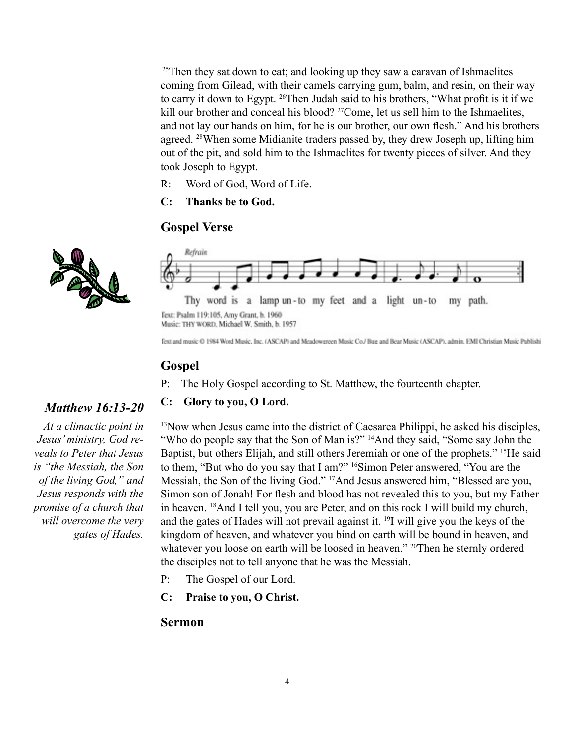[25]Then they sat down to eat; and looking up they saw a caravan of Ishmaelites coming from Gilead, with their camels carrying gum, balm, and resin, on their way to carry it down to Egypt. [26]Then Judah said to his brothers, "What profit is it if we kill our brother and conceal his blood? [27]Come, let us sell him to the Ishmaelites, and not lay our hands on him, for he is our brother, our own flesh." And his brothers agreed. [28]When some Midianite traders passed by, they drew Joseph up, lifting him out of the pit, and sold him to the Ishmaelites for twenty pieces of silver. And they took Joseph to Egypt.

R: Word of God, Word of Life.

**C: Thanks be to God.**

## Gospel Verse

*Refrain*

Thy word is a lamp un-to my feet and a light un-to my path.

Text: Psalm 119:105, Amy Grant, b. 1960
Music: THY WORD, Michael W. Smith, b. 1957

Text and music © 1984 Word Music, Inc. (ASCAP) and Meadowgreen Music Co./ Bug and Bear Music (ASCAP), admin. EMI Christian Music Publishi

## Gospel

### *Matthew 16:13-20*

*At a climactic point in Jesus' ministry, God reveals to Peter that Jesus is "the Messiah, the Son of the living God," and Jesus responds with the promise of a church that will overcome the very gates of Hades.*

P: The Holy Gospel according to St. Matthew, the fourteenth chapter.

**C: Glory to you, O Lord.**

[13]Now when Jesus came into the district of Caesarea Philippi, he asked his disciples, "Who do people say that the Son of Man is?" [14]And they said, "Some say John the Baptist, but others Elijah, and still others Jeremiah or one of the prophets." [15]He said to them, "But who do you say that I am?" [16]Simon Peter answered, "You are the Messiah, the Son of the living God." [17]And Jesus answered him, "Blessed are you, Simon son of Jonah! For flesh and blood has not revealed this to you, but my Father in heaven. [18]And I tell you, you are Peter, and on this rock I will build my church, and the gates of Hades will not prevail against it. [19]I will give you the keys of the kingdom of heaven, and whatever you bind on earth will be bound in heaven, and whatever you loose on earth will be loosed in heaven." [20]Then he sternly ordered the disciples not to tell anyone that he was the Messiah.

P: The Gospel of our Lord.

**C: Praise to you, O Christ.**

## Sermon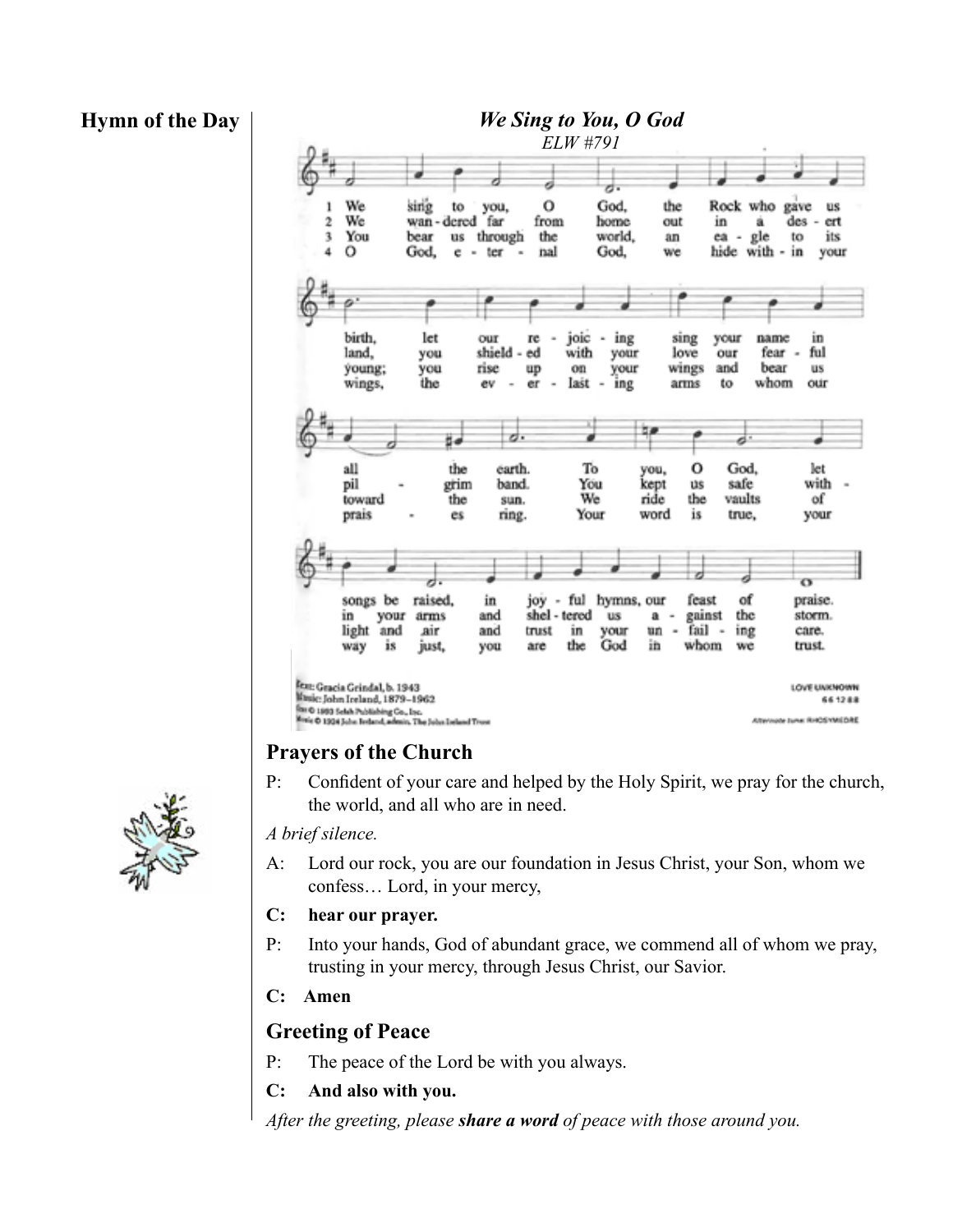**Hymn of the Day**

***We Sing to You, O God***

*ELW #791*

1 We sing to you, O God, the Rock who gave us birth, let our rejoicing sing your name in all the earth. To you, O God, let songs be raised, in joyful hymns, our feast of praise.

2 We wandered far from home out in a desert land, you shielded with your love our fearful pilgrim band. You kept us safe within your arms and sheltered us against the storm.

3 You bear us through the world, an eagle to its young; you rise up on your wings and bear us toward the sun. We ride the vaults of light and air and trust in your unfailing care.

4 O God, eternal God, we hide within your wings, the everlasting arms to whom our praises ring. Your word is true, your way is just, you are the God in whom we trust.

Text: Gracia Grindal, b. 1943
Music: John Ireland, 1879–1962
Text © 1993 Selah Publishing Co., Inc.
Music © 1924 John Ireland, admin. The John Ireland Trust

LOVE UNKNOWN
66 12 88
Alternate tune: RHOSYMEDRE

## Prayers of the Church

P: Confident of your care and helped by the Holy Spirit, we pray for the church, the world, and all who are in need.

*A brief silence.*

A: Lord our rock, you are our foundation in Jesus Christ, your Son, whom we confess… Lord, in your mercy,

**C: hear our prayer.**

P: Into your hands, God of abundant grace, we commend all of whom we pray, trusting in your mercy, through Jesus Christ, our Savior.

**C: Amen**

## Greeting of Peace

P: The peace of the Lord be with you always.

**C: And also with you.**

*After the greeting, please **share a word** of peace with those around you.*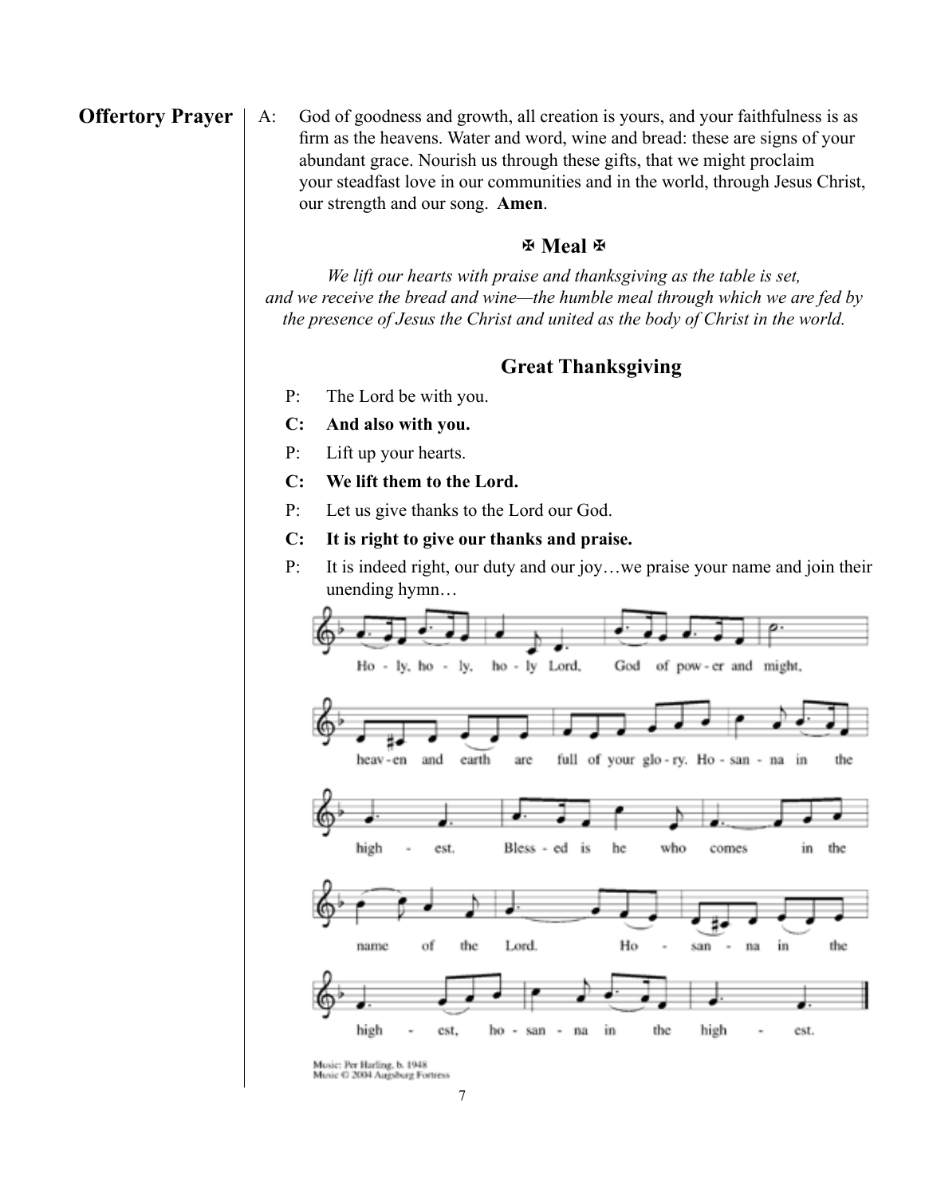## Offertory Prayer

A: God of goodness and growth, all creation is yours, and your faithfulness is as firm as the heavens. Water and word, wine and bread: these are signs of your abundant grace. Nourish us through these gifts, that we might proclaim your steadfast love in our communities and in the world, through Jesus Christ, our strength and our song. **Amen**.

## ✠ Meal ✠

*We lift our hearts with praise and thanksgiving as the table is set, and we receive the bread and wine—the humble meal through which we are fed by the presence of Jesus the Christ and united as the body of Christ in the world.*

### Great Thanksgiving

P: The Lord be with you.

**C: And also with you.**

P: Lift up your hearts.

**C: We lift them to the Lord.**

P: Let us give thanks to the Lord our God.

**C: It is right to give our thanks and praise.**

P: It is indeed right, our duty and our joy…we praise your name and join their unending hymn…

Holy, holy, holy Lord, God of power and might, heaven and earth are full of your glory. Hosanna in the highest. Blessed is he who comes in the name of the Lord. Hosanna in the highest, hosanna in the highest.

Music: Per Harling, b. 1948
Music © 2004 Augsburg Fortress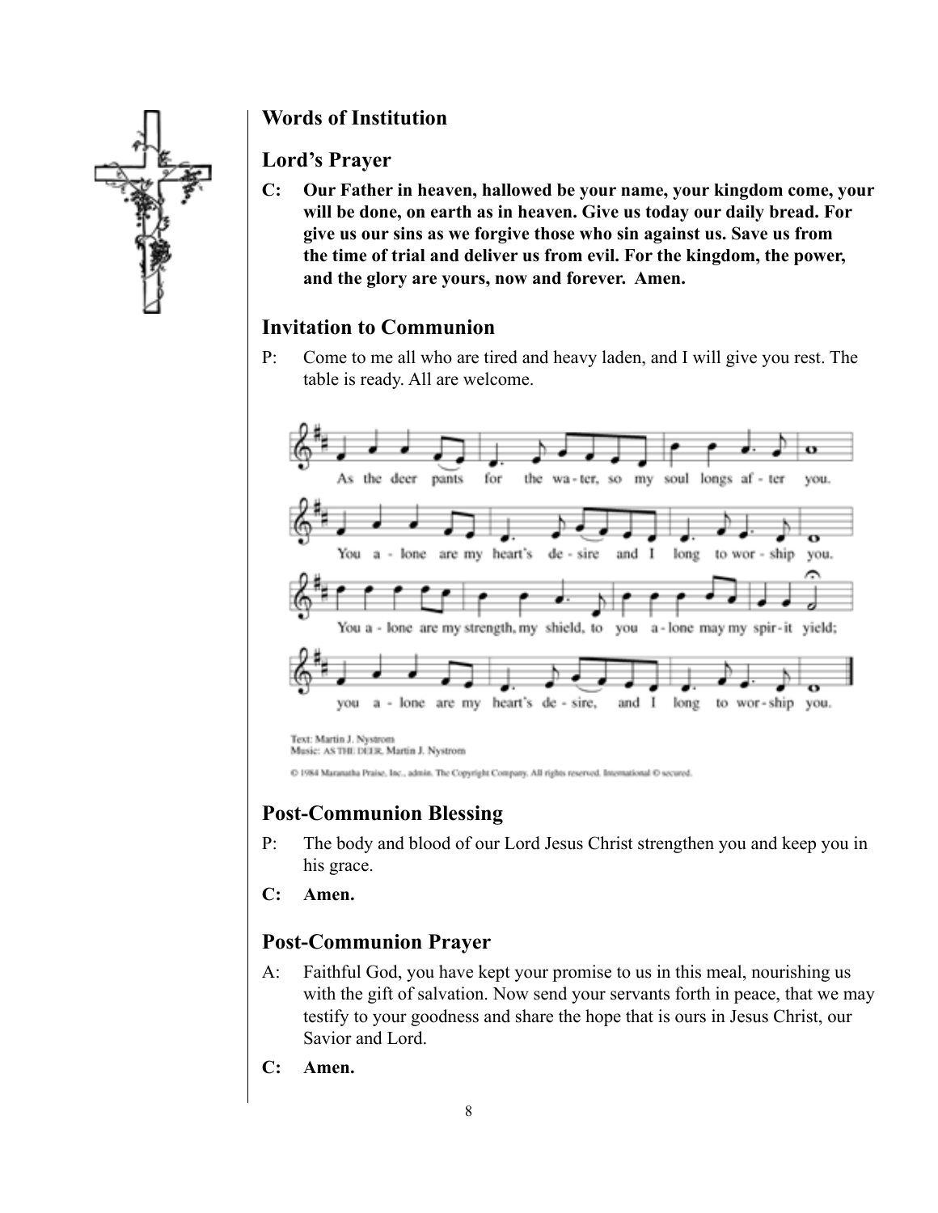## Words of Institution

## Lord's Prayer

**C: Our Father in heaven, hallowed be your name, your kingdom come, your will be done, on earth as in heaven. Give us today our daily bread. For give us our sins as we forgive those who sin against us. Save us from the time of trial and deliver us from evil. For the kingdom, the power, and the glory are yours, now and forever. Amen.**

## Invitation to Communion

P: Come to me all who are tired and heavy laden, and I will give you rest. The table is ready. All are welcome.

As the deer pants for the wa-ter, so my soul longs af-ter you.
You a-lone are my heart's de-sire and I long to wor-ship you.
You a-lone are my strength, my shield, to you a-lone may my spir-it yield;
you a-lone are my heart's de-sire, and I long to wor-ship you.

Text: Martin J. Nystrom
Music: AS THE DEER, Martin J. Nystrom

© 1984 Maranatha Praise, Inc., admin. The Copyright Company. All rights reserved. International © secured.

## Post-Communion Blessing

P: The body and blood of our Lord Jesus Christ strengthen you and keep you in his grace.

**C: Amen.**

## Post-Communion Prayer

A: Faithful God, you have kept your promise to us in this meal, nourishing us with the gift of salvation. Now send your servants forth in peace, that we may testify to your goodness and share the hope that is ours in Jesus Christ, our Savior and Lord.

**C: Amen.**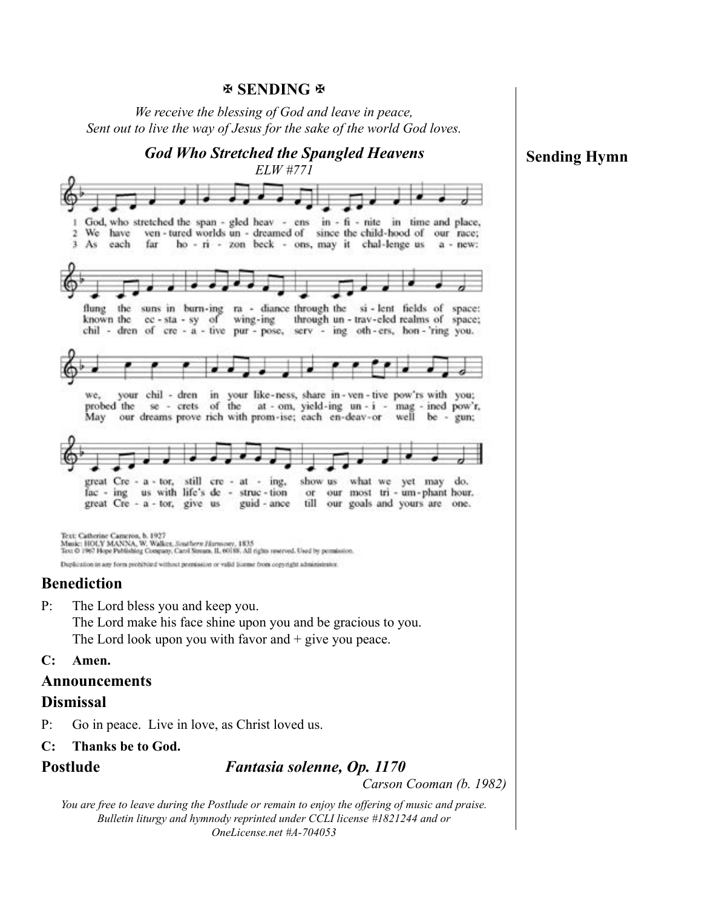## ✠ SENDING ✠

*We receive the blessing of God and leave in peace,*
*Sent out to live the way of Jesus for the sake of the world God loves.*

**Sending Hymn**

### *God Who Stretched the Spangled Heavens*

*ELW #771*

1 God, who stretched the span - gled heav - ens in - fi - nite in time and place,
flung the suns in burn-ing ra - diance through the si - lent fields of space:
we, your chil - dren in your like-ness, share in - ven - tive pow'rs with you;
great Cre - a - tor, still cre - at - ing, show us what we yet may do.

2 We have ven - tured worlds un - dreamed of since the child-hood of our race;
known the ec - sta - sy of wing-ing through un - trav-eled realms of space;
probed the se - crets of the at - om, yield-ing un - i - mag - ined pow'r,
fac - ing us with life's de - struc - tion or our most tri - um-phant hour.

3 As each far ho - ri - zon beck - ons, may it chal-lenge us a - new:
chil - dren of cre - a - tive pur - pose, serv - ing oth - ers, hon - 'ring you.
May our dreams prove rich with prom-ise; each en-deav-or well be - gun;
great Cre - a - tor, give us guid - ance till our goals and yours are one.

Text: Catherine Cameron, b. 1927
Music: HOLY MANNA, W. Walker, *Southern Harmony*, 1835
Text © 1967 Hope Publishing Company, Carol Stream, IL 60188. All rights reserved. Used by permission.

Duplication in any form prohibited without permission or valid license from copyright administrator.

### Benediction

P: The Lord bless you and keep you.
The Lord make his face shine upon you and be gracious to you.
The Lord look upon you with favor and + give you peace.

**C: Amen.**

### Announcements

### Dismissal

P: Go in peace. Live in love, as Christ loved us.

**C: Thanks be to God.**

### Postlude — *Fantasia solenne, Op. 1170*

*Carson Cooman (b. 1982)*

*You are free to leave during the Postlude or remain to enjoy the offering of music and praise.*
*Bulletin liturgy and hymnody reprinted under CCLI license #1821244 and or OneLicense.net #A-704053*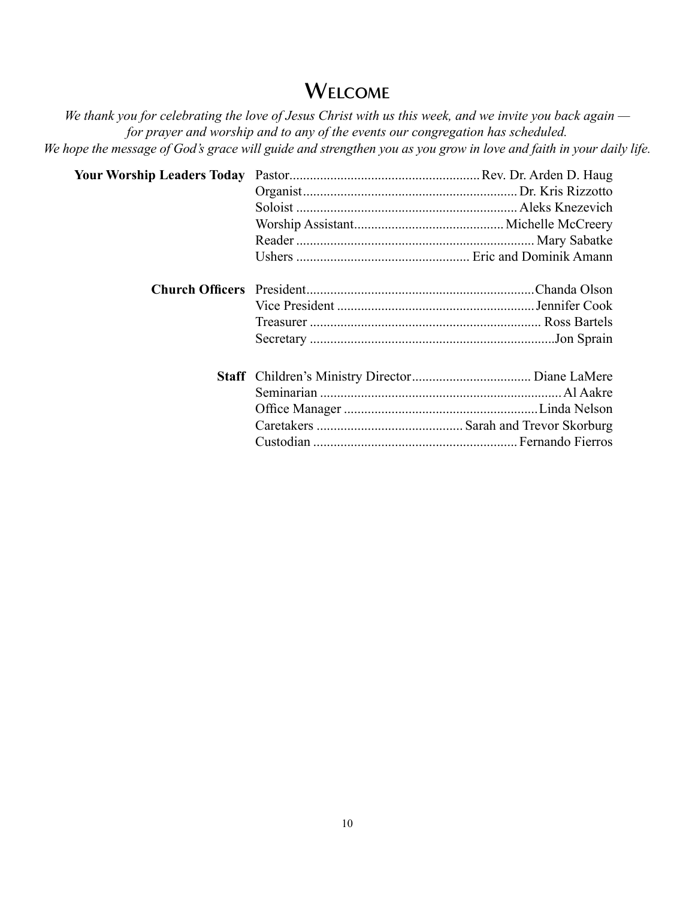# Welcome

*We thank you for celebrating the love of Jesus Christ with us this week, and we invite you back again — for prayer and worship and to any of the events our congregation has scheduled.*
*We hope the message of God's grace will guide and strengthen you as you grow in love and faith in your daily life.*

**Your Worship Leaders Today**

- Pastor ........ Rev. Dr. Arden D. Haug
- Organist ........ Dr. Kris Rizzotto
- Soloist ........ Aleks Knezevich
- Worship Assistant ........ Michelle McCreery
- Reader ........ Mary Sabatke
- Ushers ........ Eric and Dominik Amann

**Church Officers**

- President ........ Chanda Olson
- Vice President ........ Jennifer Cook
- Treasurer ........ Ross Bartels
- Secretary ........ Jon Sprain

**Staff**

- Children's Ministry Director ........ Diane LaMere
- Seminarian ........ Al Aakre
- Office Manager ........ Linda Nelson
- Caretakers ........ Sarah and Trevor Skorburg
- Custodian ........ Fernando Fierros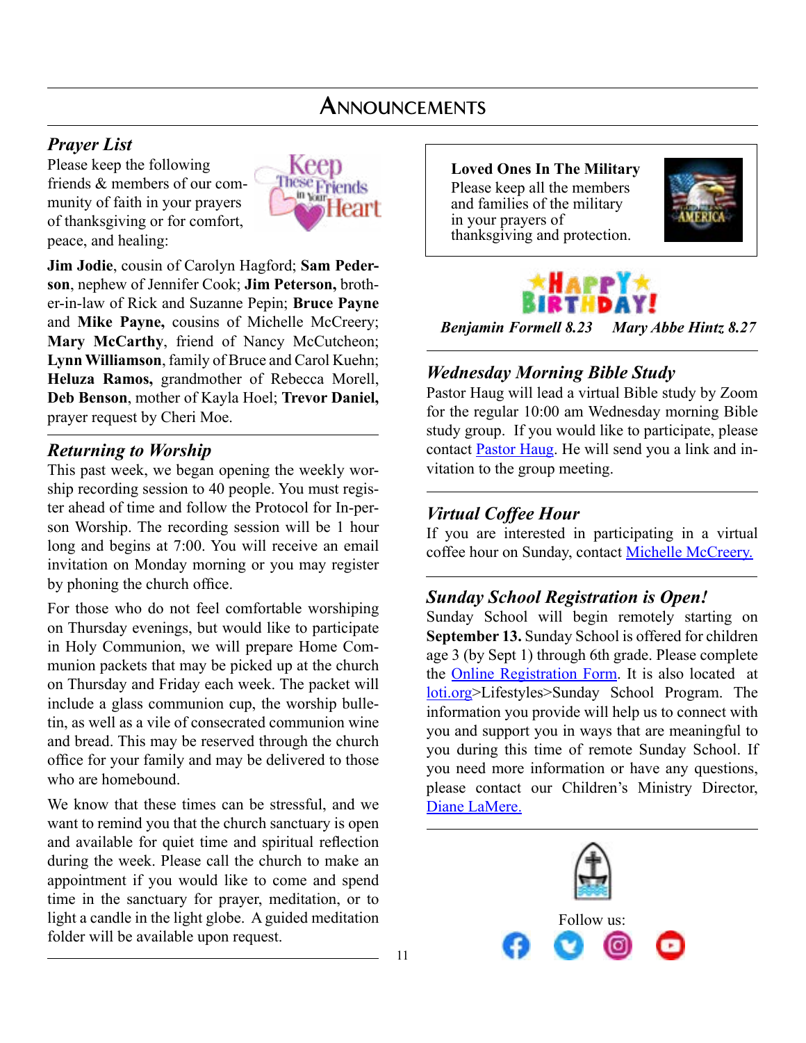# Announcements

## *Prayer List*

Please keep the following friends & members of our community of faith in your prayers of thanksgiving or for comfort, peace, and healing:

**Jim Jodie**, cousin of Carolyn Hagford; **Sam Pederson**, nephew of Jennifer Cook; **Jim Peterson,** brother-in-law of Rick and Suzanne Pepin; **Bruce Payne** and **Mike Payne,** cousins of Michelle McCreery; **Mary McCarthy**, friend of Nancy McCutcheon; **Lynn Williamson**, family of Bruce and Carol Kuehn; **Heluza Ramos,** grandmother of Rebecca Morell, **Deb Benson**, mother of Kayla Hoel; **Trevor Daniel,** prayer request by Cheri Moe.

## *Returning to Worship*

This past week, we began opening the weekly worship recording session to 40 people. You must register ahead of time and follow the Protocol for In-person Worship. The recording session will be 1 hour long and begins at 7:00. You will receive an email invitation on Monday morning or you may register by phoning the church office.

For those who do not feel comfortable worshiping on Thursday evenings, but would like to participate in Holy Communion, we will prepare Home Communion packets that may be picked up at the church on Thursday and Friday each week. The packet will include a glass communion cup, the worship bulletin, as well as a vile of consecrated communion wine and bread. This may be reserved through the church office for your family and may be delivered to those who are homebound.

We know that these times can be stressful, and we want to remind you that the church sanctuary is open and available for quiet time and spiritual reflection during the week. Please call the church to make an appointment if you would like to come and spend time in the sanctuary for prayer, meditation, or to light a candle in the light globe. A guided meditation folder will be available upon request.

**Loved Ones In The Military**
Please keep all the members and families of the military in your prayers of thanksgiving and protection.

**HAPPY BIRTHDAY!**

***Benjamin Formell 8.23 Mary Abbe Hintz 8.27***

## *Wednesday Morning Bible Study*

Pastor Haug will lead a virtual Bible study by Zoom for the regular 10:00 am Wednesday morning Bible study group. If you would like to participate, please contact Pastor Haug. He will send you a link and invitation to the group meeting.

## *Virtual Coffee Hour*

If you are interested in participating in a virtual coffee hour on Sunday, contact Michelle McCreery.

## *Sunday School Registration is Open!*

Sunday School will begin remotely starting on **September 13.** Sunday School is offered for children age 3 (by Sept 1) through 6th grade. Please complete the Online Registration Form. It is also located at loti.org>Lifestyles>Sunday School Program. The information you provide will help us to connect with you and support you in ways that are meaningful to you during this time of remote Sunday School. If you need more information or have any questions, please contact our Children's Ministry Director, Diane LaMere.

Follow us: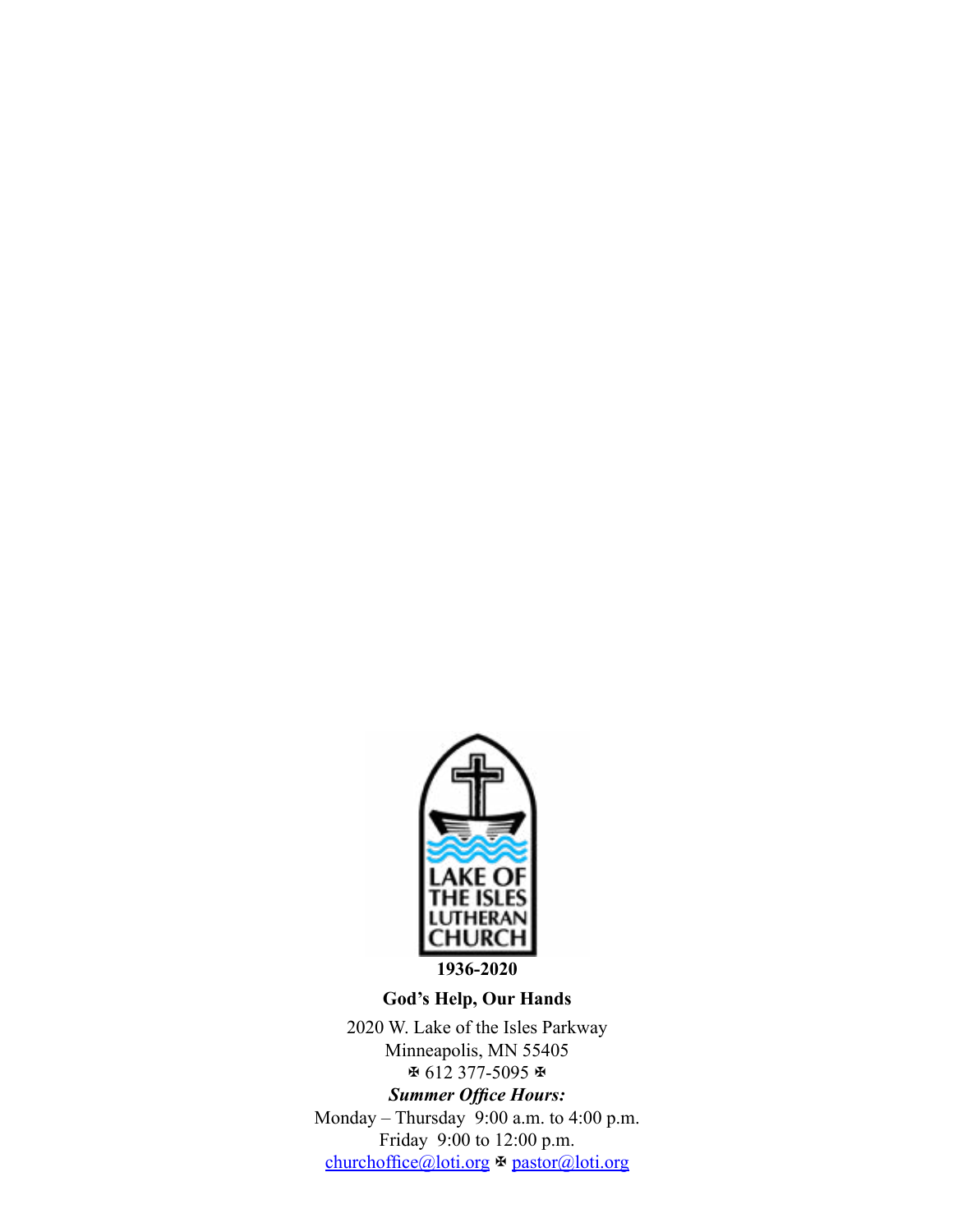LAKE OF THE ISLES LUTHERAN CHURCH

**1936-2020**

**God's Help, Our Hands**

2020 W. Lake of the Isles Parkway
Minneapolis, MN 55405
✠ 612 377-5095 ✠

***Summer Office Hours:***

Monday – Thursday 9:00 a.m. to 4:00 p.m.
Friday 9:00 to 12:00 p.m.

churchoffice@loti.org ✠ pastor@loti.org